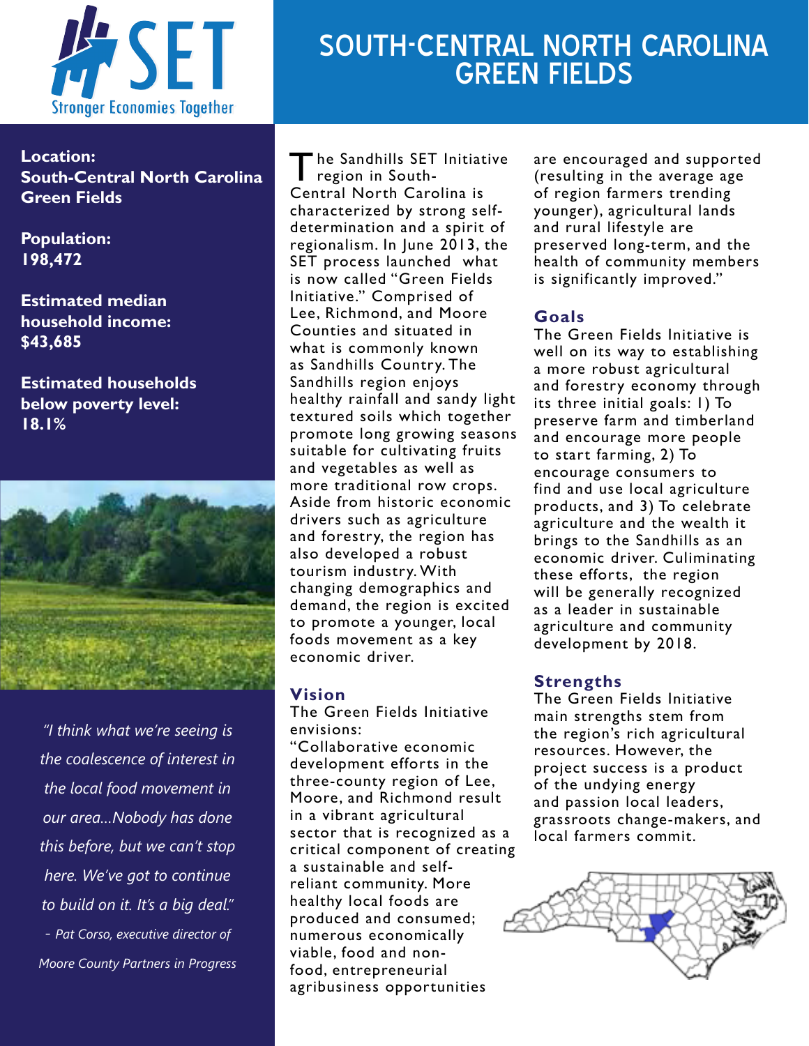# SOUTH-CENTRAL NORTH CAROLINA GREEN FIELDS

SET Stronger Economies Together

**Location:**
**South-Central North Carolina Green Fields**

**Population:**
**198,472**

**Estimated median household income:**
**$43,685**

**Estimated households below poverty level:**
**18.1%**

*"I think what we're seeing is the coalescence of interest in the local food movement in our area...Nobody has done this before, but we can't stop here. We've got to continue to build on it. It's a big deal."*

*– Pat Corso, executive director of Moore County Partners in Progress*

The Sandhills SET Initiative region in South-Central North Carolina is characterized by strong self-determination and a spirit of regionalism. In June 2013, the SET process launched what is now called "Green Fields Initiative." Comprised of Lee, Richmond, and Moore Counties and situated in what is commonly known as Sandhills Country. The Sandhills region enjoys healthy rainfall and sandy light textured soils which together promote long growing seasons suitable for cultivating fruits and vegetables as well as more traditional row crops. Aside from historic economic drivers such as agriculture and forestry, the region has also developed a robust tourism industry. With changing demographics and demand, the region is excited to promote a younger, local foods movement as a key economic driver.

## Vision

The Green Fields Initiative envisions:
"Collaborative economic development efforts in the three-county region of Lee, Moore, and Richmond result in a vibrant agricultural sector that is recognized as a critical component of creating a sustainable and self-reliant community. More healthy local foods are produced and consumed; numerous economically viable, food and non-food, entrepreneurial agribusiness opportunities are encouraged and supported (resulting in the average age of region farmers trending younger), agricultural lands and rural lifestyle are preserved long-term, and the health of community members is significantly improved."

## Goals

The Green Fields Initiative is well on its way to establishing a more robust agricultural and forestry economy through its three initial goals: 1) To preserve farm and timberland and encourage more people to start farming, 2) To encourage consumers to find and use local agriculture products, and 3) To celebrate agriculture and the wealth it brings to the Sandhills as an economic driver. Culiminating these efforts, the region will be generally recognized as a leader in sustainable agriculture and community development by 2018.

## Strengths

The Green Fields Initiative main strengths stem from the region's rich agricultural resources. However, the project success is a product of the undying energy and passion local leaders, grassroots change-makers, and local farmers commit.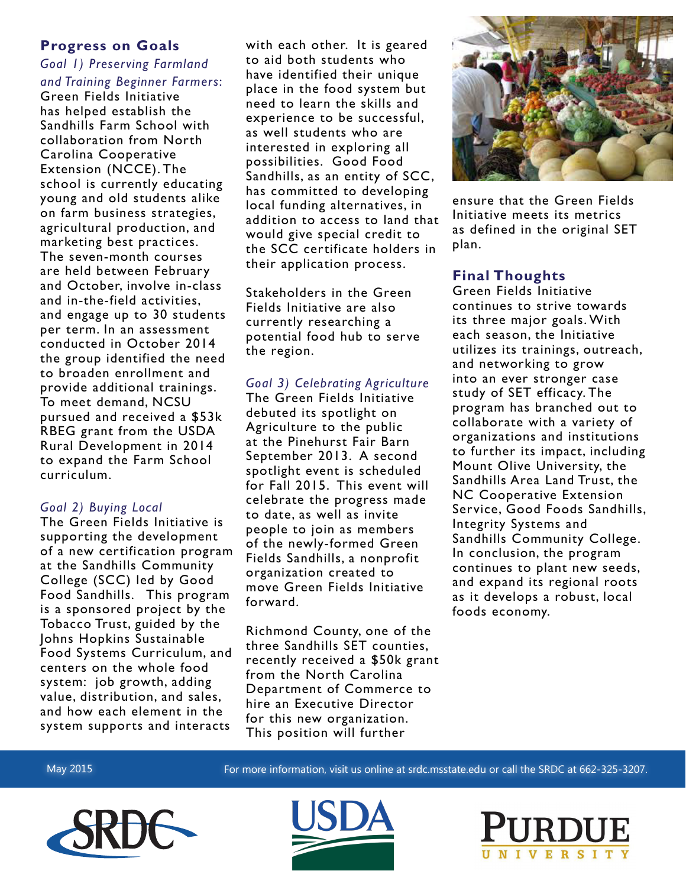## Progress on Goals

*Goal 1) Preserving Farmland and Training Beginner Farmers*: Green Fields Initiative has helped establish the Sandhills Farm School with collaboration from North Carolina Cooperative Extension (NCCE). The school is currently educating young and old students alike on farm business strategies, agricultural production, and marketing best practices. The seven-month courses are held between February and October, involve in-class and in-the-field activities, and engage up to 30 students per term. In an assessment conducted in October 2014 the group identified the need to broaden enrollment and provide additional trainings. To meet demand, NCSU pursued and received a $53k RBEG grant from the USDA Rural Development in 2014 to expand the Farm School curriculum.

*Goal 2) Buying Local*

The Green Fields Initiative is supporting the development of a new certification program at the Sandhills Community College (SCC) led by Good Food Sandhills. This program is a sponsored project by the Tobacco Trust, guided by the Johns Hopkins Sustainable Food Systems Curriculum, and centers on the whole food system: job growth, adding value, distribution, and sales, and how each element in the system supports and interacts with each other. It is geared to aid both students who have identified their unique place in the food system but need to learn the skills and experience to be successful, as well students who are interested in exploring all possibilities. Good Food Sandhills, as an entity of SCC, has committed to developing local funding alternatives, in addition to access to land that would give special credit to the SCC certificate holders in their application process.

Stakeholders in the Green Fields Initiative are also currently researching a potential food hub to serve the region.

*Goal 3) Celebrating Agriculture*

The Green Fields Initiative debuted its spotlight on Agriculture to the public at the Pinehurst Fair Barn September 2013. A second spotlight event is scheduled for Fall 2015. This event will celebrate the progress made to date, as well as invite people to join as members of the newly-formed Green Fields Sandhills, a nonprofit organization created to move Green Fields Initiative forward.

Richmond County, one of the three Sandhills SET counties, recently received a $50k grant from the North Carolina Department of Commerce to hire an Executive Director for this new organization. This position will further ensure that the Green Fields Initiative meets its metrics as defined in the original SET plan.

## Final Thoughts

Green Fields Initiative continues to strive towards its three major goals. With each season, the Initiative utilizes its trainings, outreach, and networking to grow into an ever stronger case study of SET efficacy. The program has branched out to collaborate with a variety of organizations and institutions to further its impact, including Mount Olive University, the Sandhills Area Land Trust, the NC Cooperative Extension Service, Good Foods Sandhills, Integrity Systems and Sandhills Community College. In conclusion, the program continues to plant new seeds, and expand its regional roots as it develops a robust, local foods economy.

May 2015

For more information, visit us online at srdc.msstate.edu or call the SRDC at 662-325-3207.